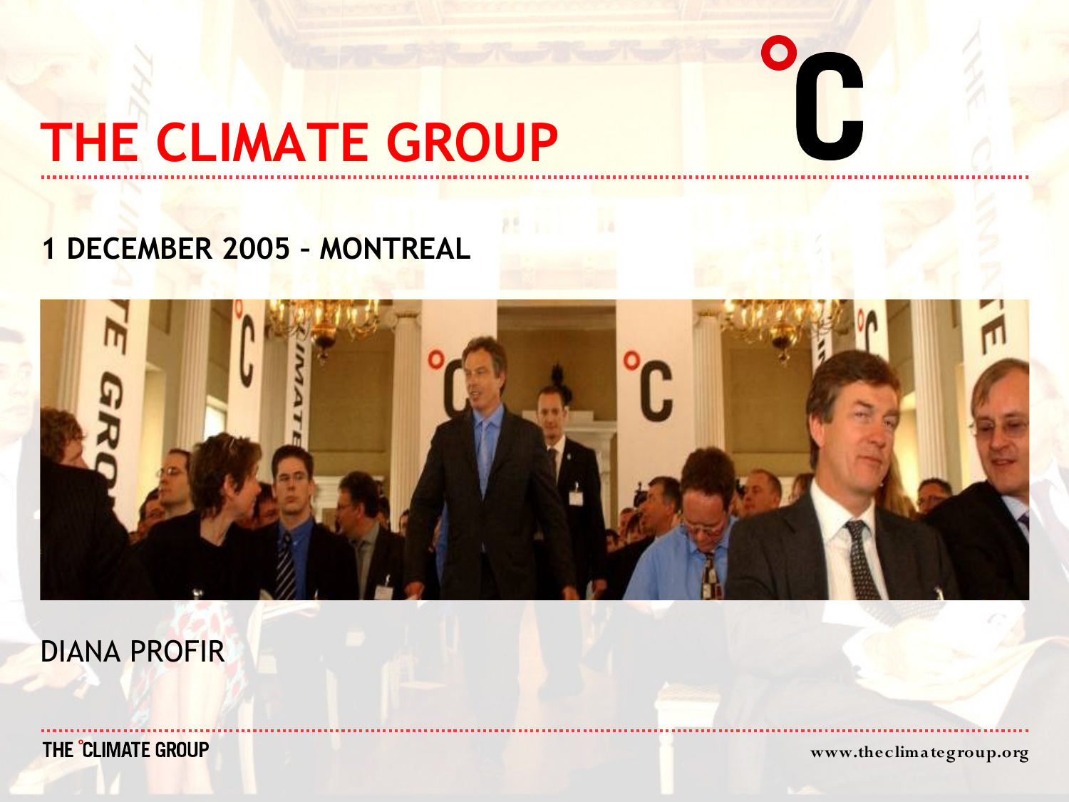# THE CLIMATE GROUP

## 1 DECEMBER 2005 – MONTREAL

DIANA PROFIR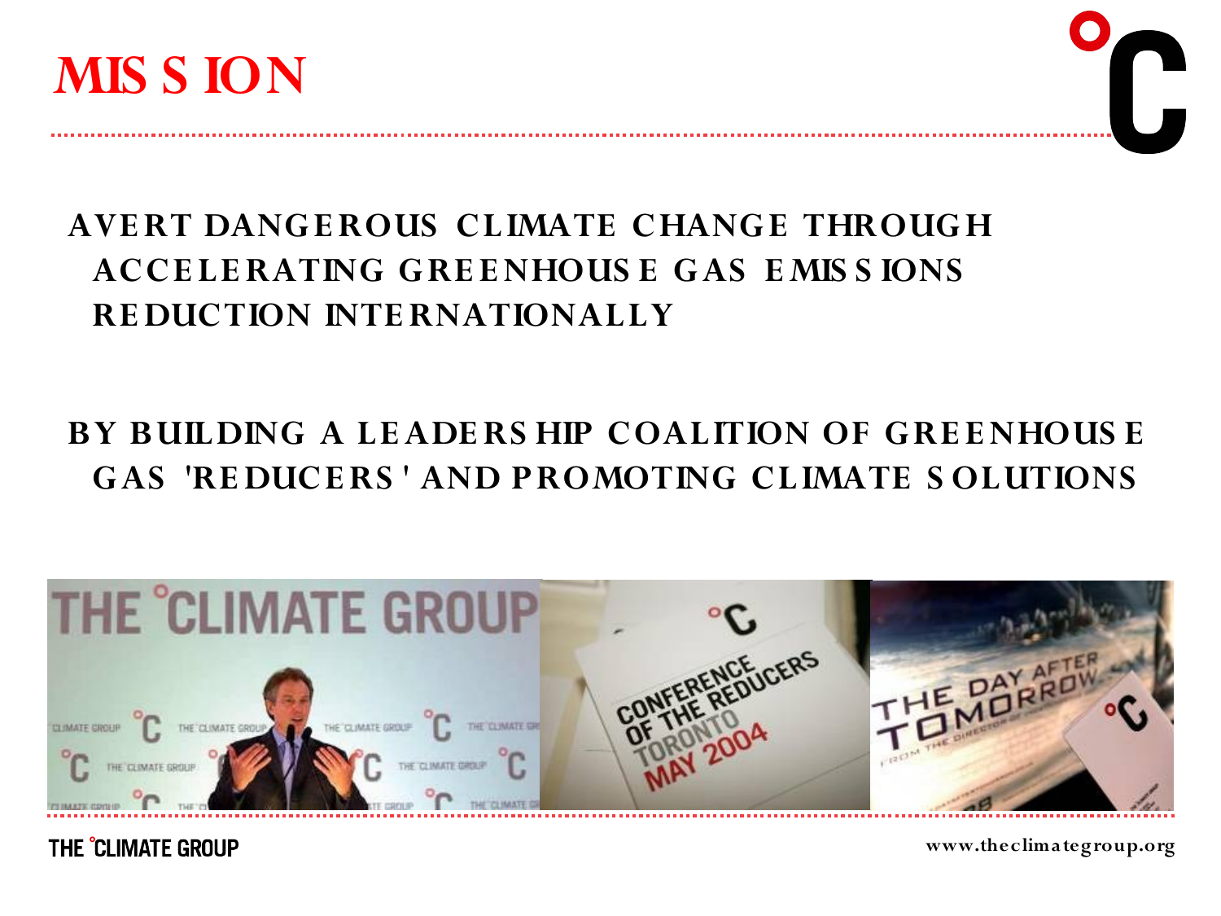# MISSION

**AVERT DANGEROUS CLIMATE CHANGE THROUGH ACCELERATING GREENHOUSE GAS EMISSIONS REDUCTION INTERNATIONALLY**

**BY BUILDING A LEADERSHIP COALITION OF GREENHOUSE GAS 'REDUCERS' AND PROMOTING CLIMATE SOLUTIONS**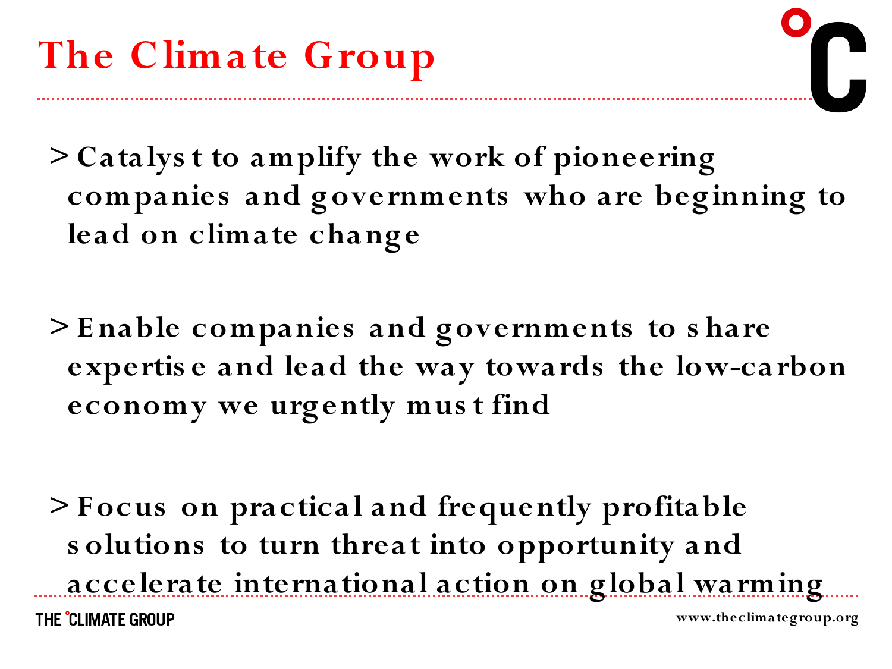# The Climate Group

> Catalyst to amplify the work of pioneering companies and governments who are beginning to lead on climate change

> Enable companies and governments to share expertise and lead the way towards the low-carbon economy we urgently must find

> Focus on practical and frequently profitable solutions to turn threat into opportunity and accelerate international action on global warming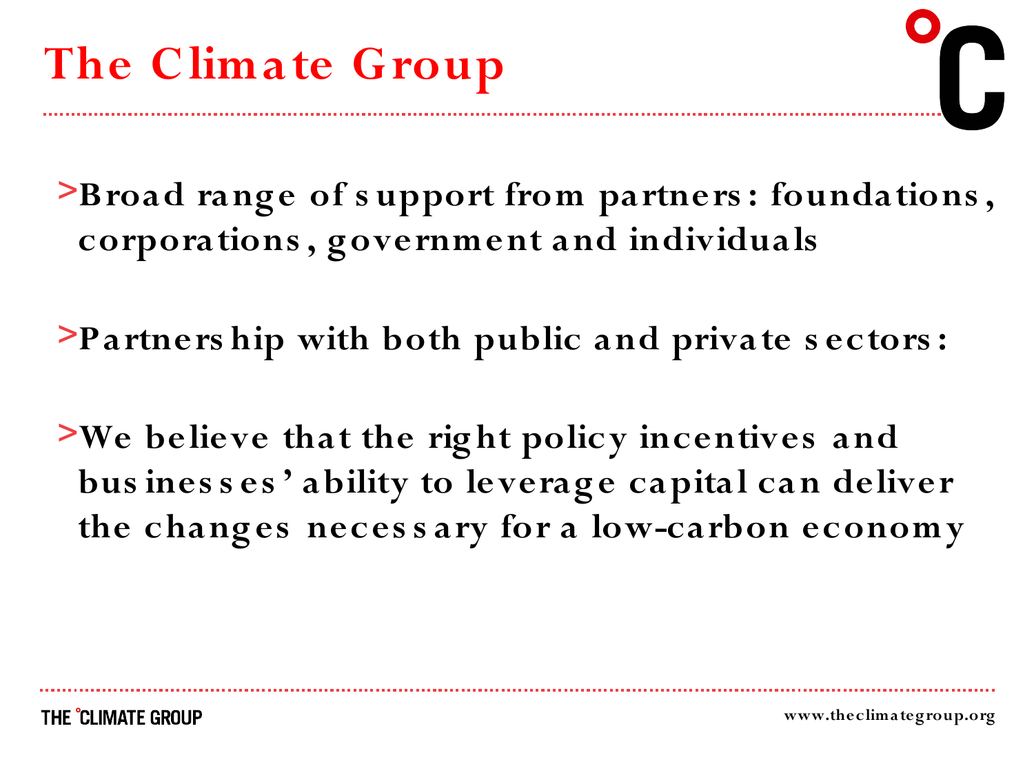# The Climate Group

- Broad range of support from partners: foundations, corporations, government and individuals

- Partnership with both public and private sectors:

- We believe that the right policy incentives and businesses' ability to leverage capital can deliver the changes necessary for a low-carbon economy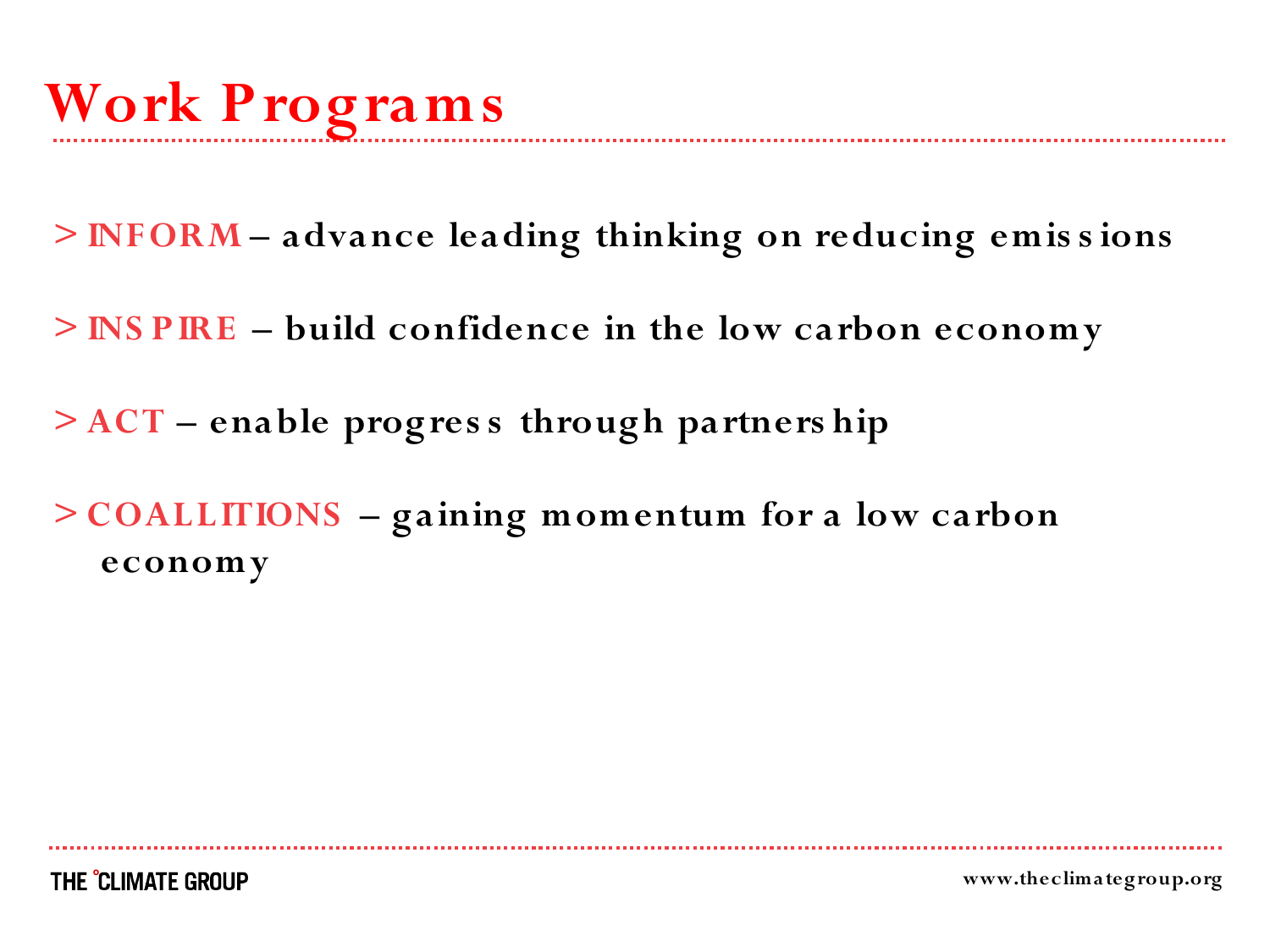# Work Programs

- > **INFORM** – advance leading thinking on reducing emissions
- > **INSPIRE** – build confidence in the low carbon economy
- > **ACT** – enable progress through partnership
- > **COALLITIONS** – gaining momentum for a low carbon economy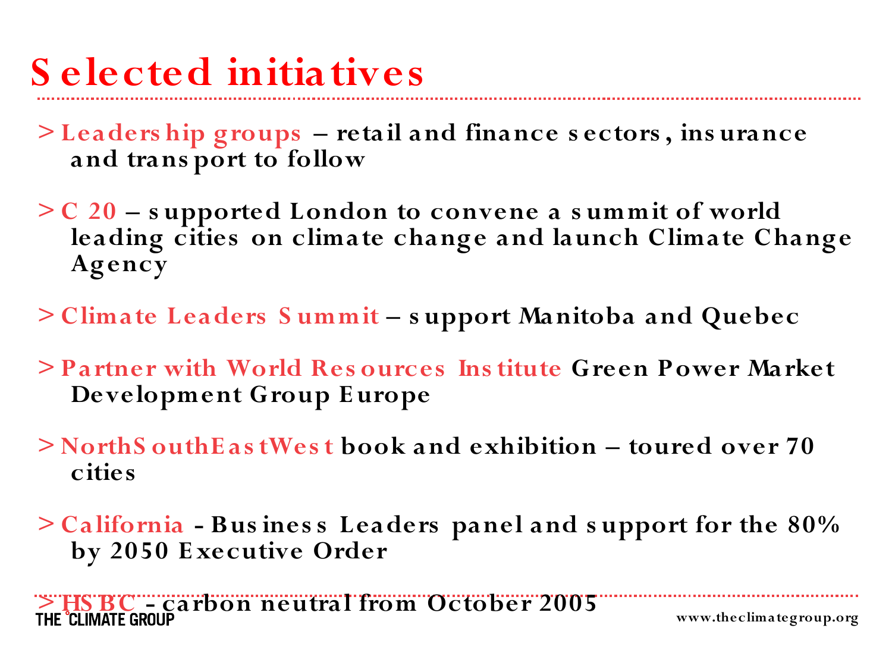# Selected initiatives

- > **Leadership groups** – retail and finance sectors, insurance and transport to follow
- > **C 20** – supported London to convene a summit of world leading cities on climate change and launch Climate Change Agency
- > **Climate Leaders Summit** – support Manitoba and Quebec
- > **Partner with World Resources Institute** Green Power Market Development Group Europe
- > **NorthSouthEastWest** book and exhibition – toured over 70 cities
- > **California** - Business Leaders panel and support for the 80% by 2050 Executive Order
- > **HSBC** - carbon neutral from October 2005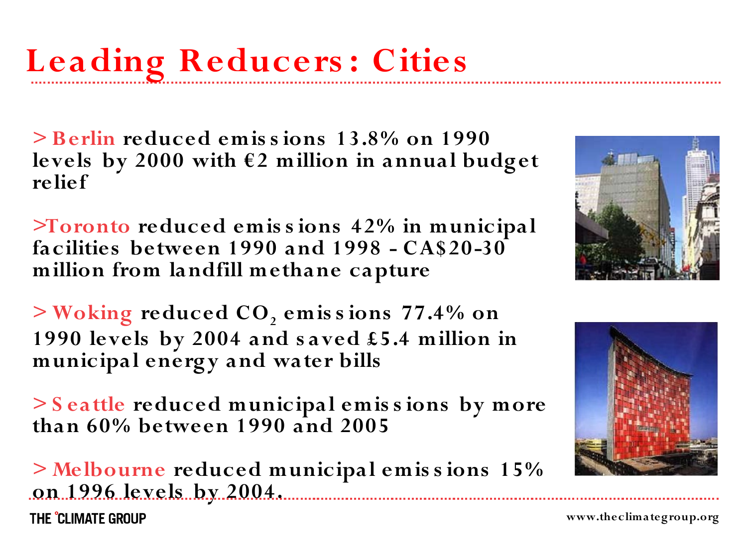# Leading Reducers: Cities

> **Berlin** reduced emissions 13.8% on 1990 levels by 2000 with €2 million in annual budget relief

> **Toronto** reduced emissions 42% in municipal facilities between 1990 and 1998 - CA$20-30 million from landfill methane capture

> **Woking** reduced $CO_2$ emissions 77.4% on 1990 levels by 2004 and saved £5.4 million in municipal energy and water bills

> **Seattle** reduced municipal emissions by more than 60% between 1990 and 2005

> **Melbourne** reduced municipal emissions 15% on 1996 levels by 2004.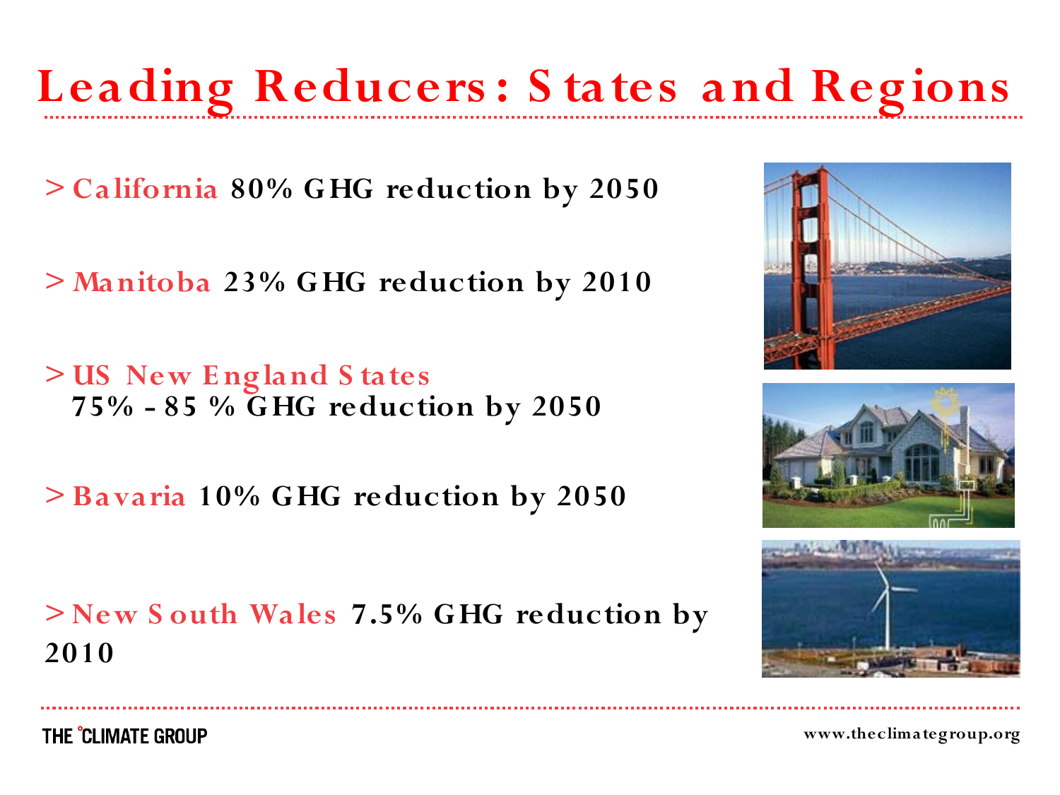# Leading Reducers: States and Regions

> **California** 80% GHG reduction by 2050

> **Manitoba** 23% GHG reduction by 2010

> **US New England States**
> 75% - 85 % GHG reduction by 2050

> **Bavaria** 10% GHG reduction by 2050

> **New South Wales** 7.5% GHG reduction by 2010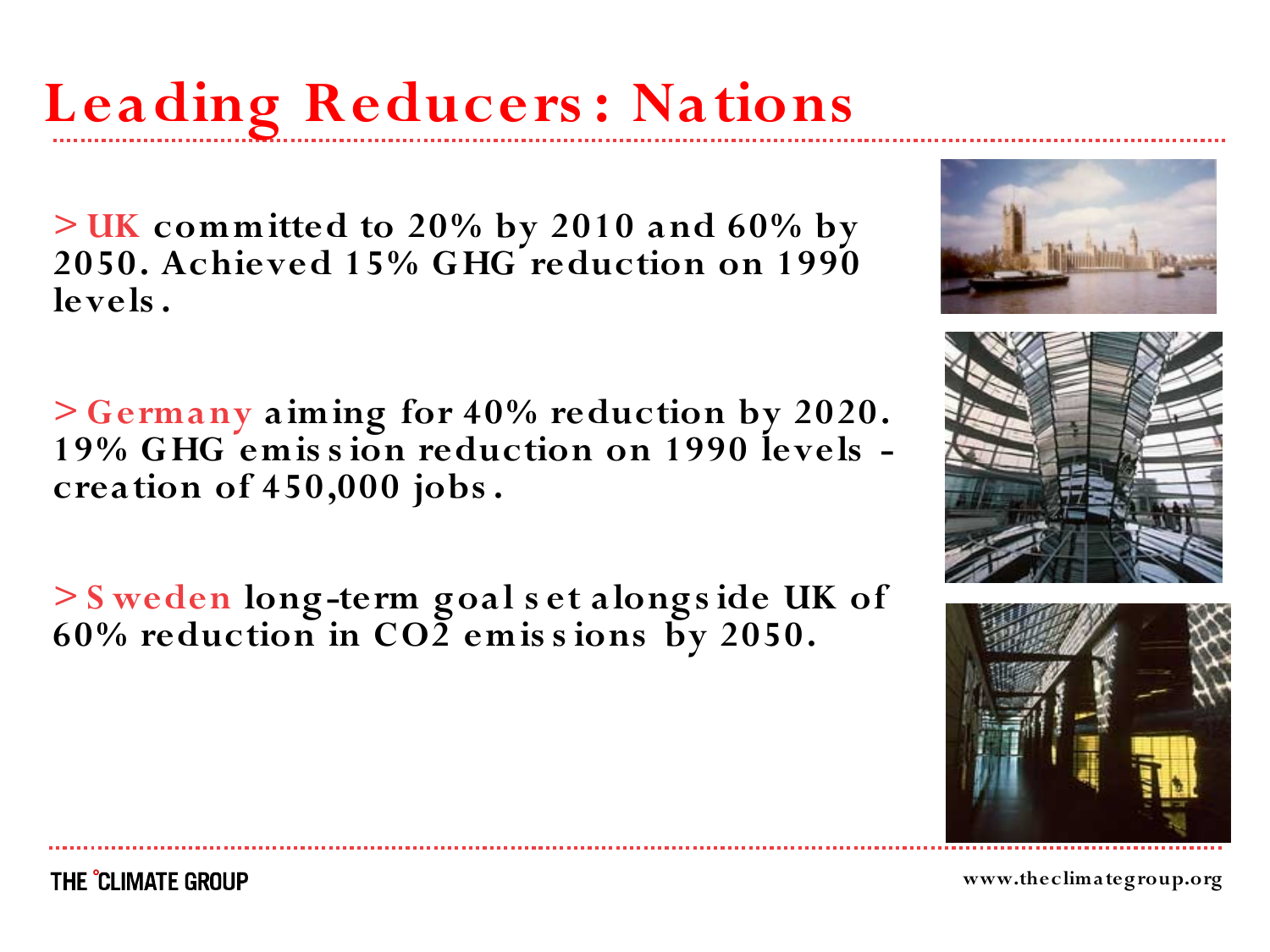# Leading Reducers: Nations

> **UK** committed to 20% by 2010 and 60% by 2050. Achieved 15% GHG reduction on 1990 levels.

> **Germany** aiming for 40% reduction by 2020. 19% GHG emission reduction on 1990 levels - creation of 450,000 jobs.

> **Sweden** long-term goal set alongside UK of 60% reduction in $CO_2$ emissions by 2050.

THE °CLIMATE GROUP

www.theclimategroup.org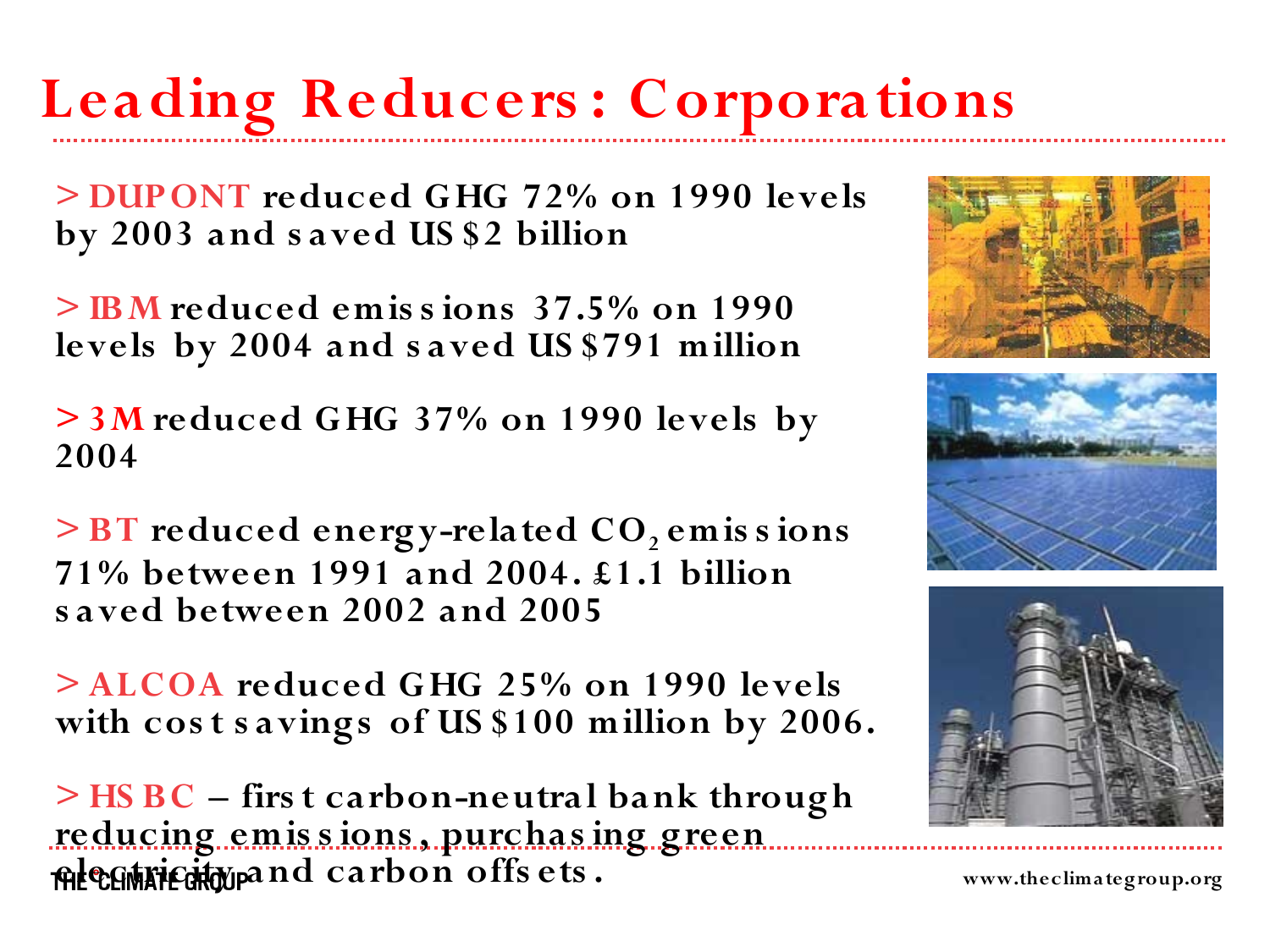# Leading Reducers: Corporations

> **DUPONT** reduced GHG 72% on 1990 levels by 2003 and saved US$2 billion

> **IBM** reduced emissions 37.5% on 1990 levels by 2004 and saved US$791 million

> **3M** reduced GHG 37% on 1990 levels by 2004

> **BT** reduced energy-related $CO_2$ emissions 71% between 1991 and 2004. £1.1 billion saved between 2002 and 2005

> **ALCOA** reduced GHG 25% on 1990 levels with cost savings of US$100 million by 2006.

> **HSBC** – first carbon-neutral bank through reducing emissions, purchasing green electricity and carbon offsets.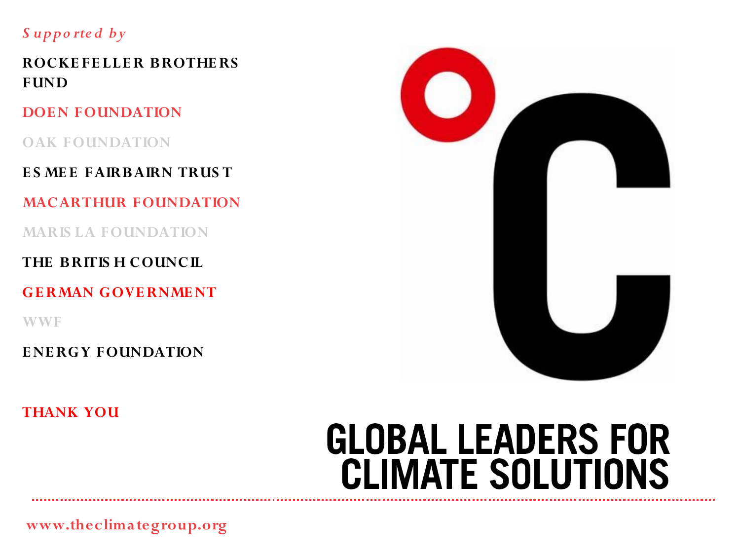*Supported by*

ROCKEFELLER BROTHERS FUND

DOEN FOUNDATION

OAK FOUNDATION

ESMEE FAIRBAIRN TRUST

MACARTHUR FOUNDATION

MARISLA FOUNDATION

THE BRITISH COUNCIL

GERMAN GOVERNMENT

WWF

ENERGY FOUNDATION

THANK YOU

°C

GLOBAL LEADERS FOR CLIMATE SOLUTIONS

www.theclimategroup.org